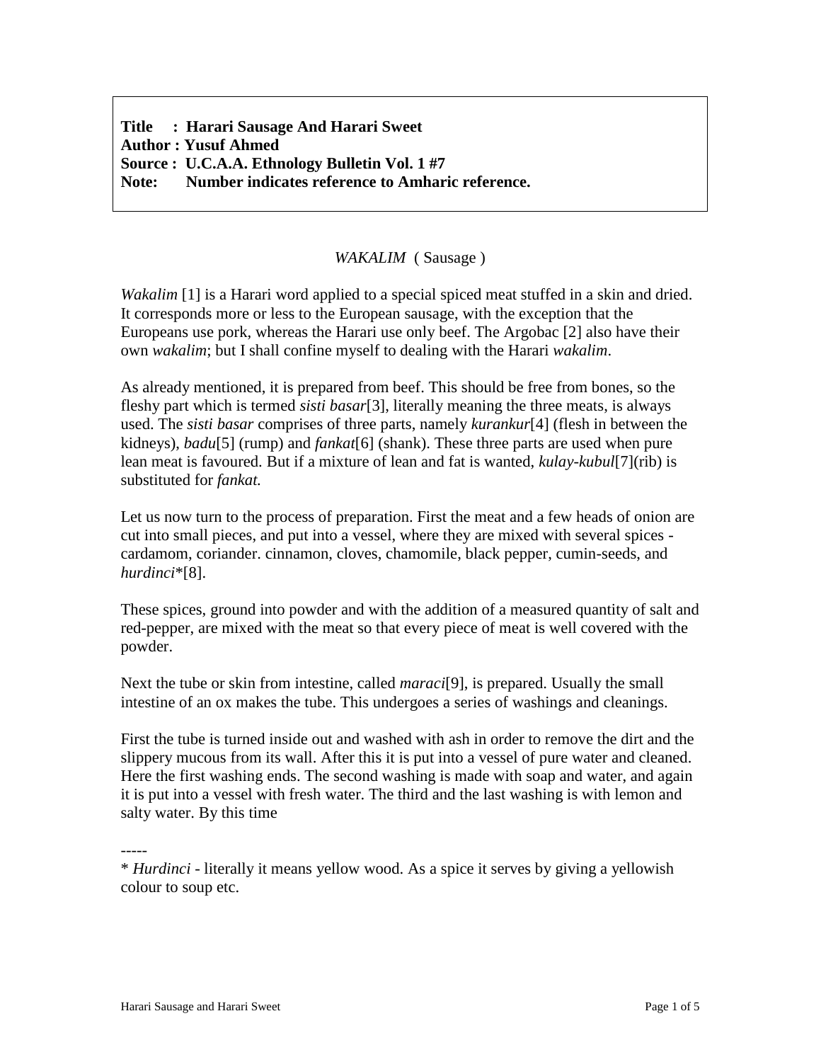**Title : Harari Sausage And Harari Sweet**
**Author : Yusuf Ahmed**
**Source : U.C.A.A. Ethnology Bulletin Vol. 1 #7**
**Note: Number indicates reference to Amharic reference.**

## *WAKALIM* ( Sausage )

*Wakalim* [1] is a Harari word applied to a special spiced meat stuffed in a skin and dried. It corresponds more or less to the European sausage, with the exception that the Europeans use pork, whereas the Harari use only beef. The Argobac [2] also have their own *wakalim*; but I shall confine myself to dealing with the Harari *wakalim*.

As already mentioned, it is prepared from beef. This should be free from bones, so the fleshy part which is termed *sisti basar*[3], literally meaning the three meats, is always used. The *sisti basar* comprises of three parts, namely *kurankur*[4] (flesh in between the kidneys), *badu*[5] (rump) and *fankat*[6] (shank). These three parts are used when pure lean meat is favoured. But if a mixture of lean and fat is wanted, *kulay-kubul*[7](rib) is substituted for *fankat.*

Let us now turn to the process of preparation. First the meat and a few heads of onion are cut into small pieces, and put into a vessel, where they are mixed with several spices - cardamom, coriander. cinnamon, cloves, chamomile, black pepper, cumin-seeds, and *hurdinci**[8].

These spices, ground into powder and with the addition of a measured quantity of salt and red-pepper, are mixed with the meat so that every piece of meat is well covered with the powder.

Next the tube or skin from intestine, called *maraci*[9], is prepared. Usually the small intestine of an ox makes the tube. This undergoes a series of washings and cleanings.

First the tube is turned inside out and washed with ash in order to remove the dirt and the slippery mucous from its wall. After this it is put into a vessel of pure water and cleaned. Here the first washing ends. The second washing is made with soap and water, and again it is put into a vessel with fresh water. The third and the last washing is with lemon and salty water. By this time

-----

* *Hurdinci* - literally it means yellow wood. As a spice it serves by giving a yellowish colour to soup etc.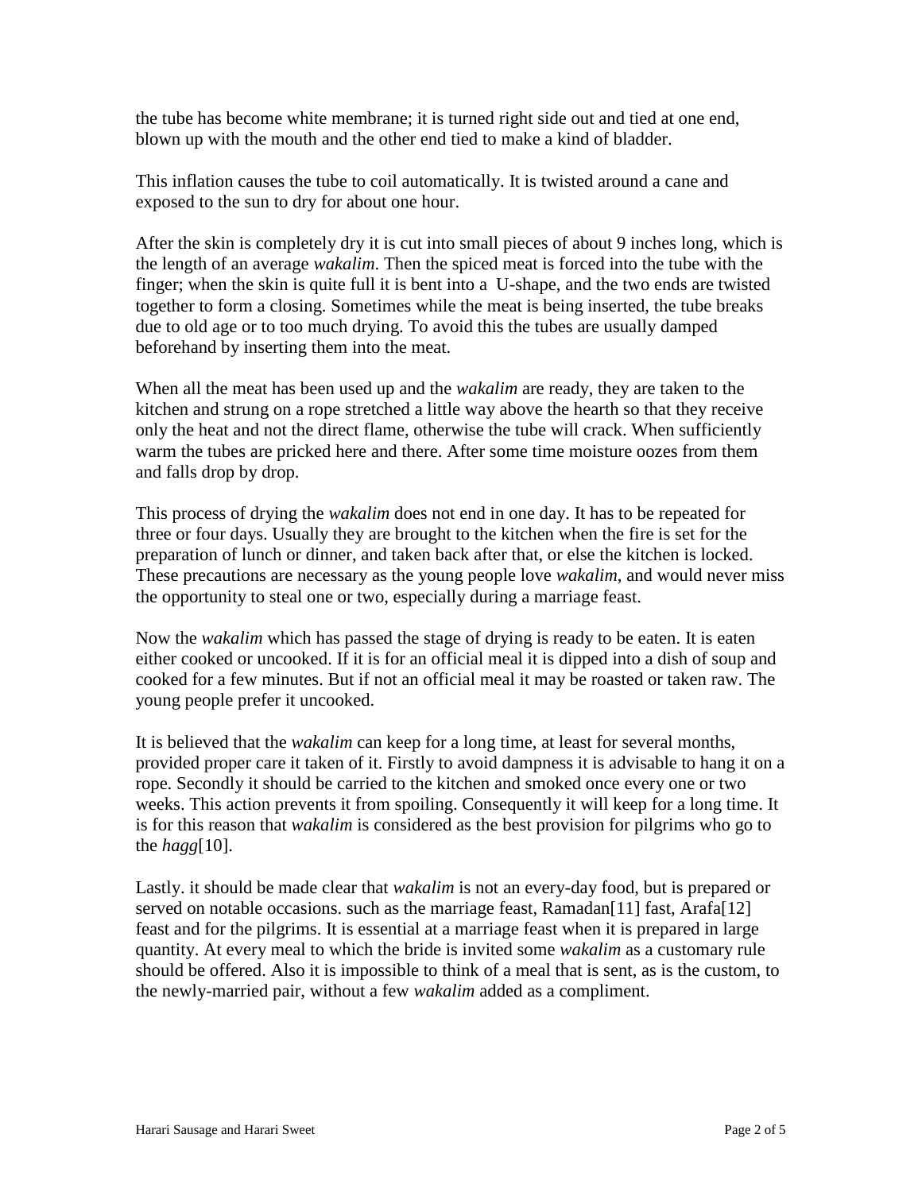the tube has become white membrane; it is turned right side out and tied at one end, blown up with the mouth and the other end tied to make a kind of bladder.

This inflation causes the tube to coil automatically. It is twisted around a cane and exposed to the sun to dry for about one hour.

After the skin is completely dry it is cut into small pieces of about 9 inches long, which is the length of an average *wakalim*. Then the spiced meat is forced into the tube with the finger; when the skin is quite full it is bent into a U-shape, and the two ends are twisted together to form a closing. Sometimes while the meat is being inserted, the tube breaks due to old age or to too much drying. To avoid this the tubes are usually damped beforehand by inserting them into the meat.

When all the meat has been used up and the *wakalim* are ready, they are taken to the kitchen and strung on a rope stretched a little way above the hearth so that they receive only the heat and not the direct flame, otherwise the tube will crack. When sufficiently warm the tubes are pricked here and there. After some time moisture oozes from them and falls drop by drop.

This process of drying the *wakalim* does not end in one day. It has to be repeated for three or four days. Usually they are brought to the kitchen when the fire is set for the preparation of lunch or dinner, and taken back after that, or else the kitchen is locked. These precautions are necessary as the young people love *wakalim*, and would never miss the opportunity to steal one or two, especially during a marriage feast.

Now the *wakalim* which has passed the stage of drying is ready to be eaten. It is eaten either cooked or uncooked. If it is for an official meal it is dipped into a dish of soup and cooked for a few minutes. But if not an official meal it may be roasted or taken raw. The young people prefer it uncooked.

It is believed that the *wakalim* can keep for a long time, at least for several months, provided proper care it taken of it. Firstly to avoid dampness it is advisable to hang it on a rope. Secondly it should be carried to the kitchen and smoked once every one or two weeks. This action prevents it from spoiling. Consequently it will keep for a long time. It is for this reason that *wakalim* is considered as the best provision for pilgrims who go to the *hagg*[10].

Lastly. it should be made clear that *wakalim* is not an every-day food, but is prepared or served on notable occasions. such as the marriage feast, Ramadan[11] fast, Arafa[12] feast and for the pilgrims. It is essential at a marriage feast when it is prepared in large quantity. At every meal to which the bride is invited some *wakalim* as a customary rule should be offered. Also it is impossible to think of a meal that is sent, as is the custom, to the newly-married pair, without a few *wakalim* added as a compliment.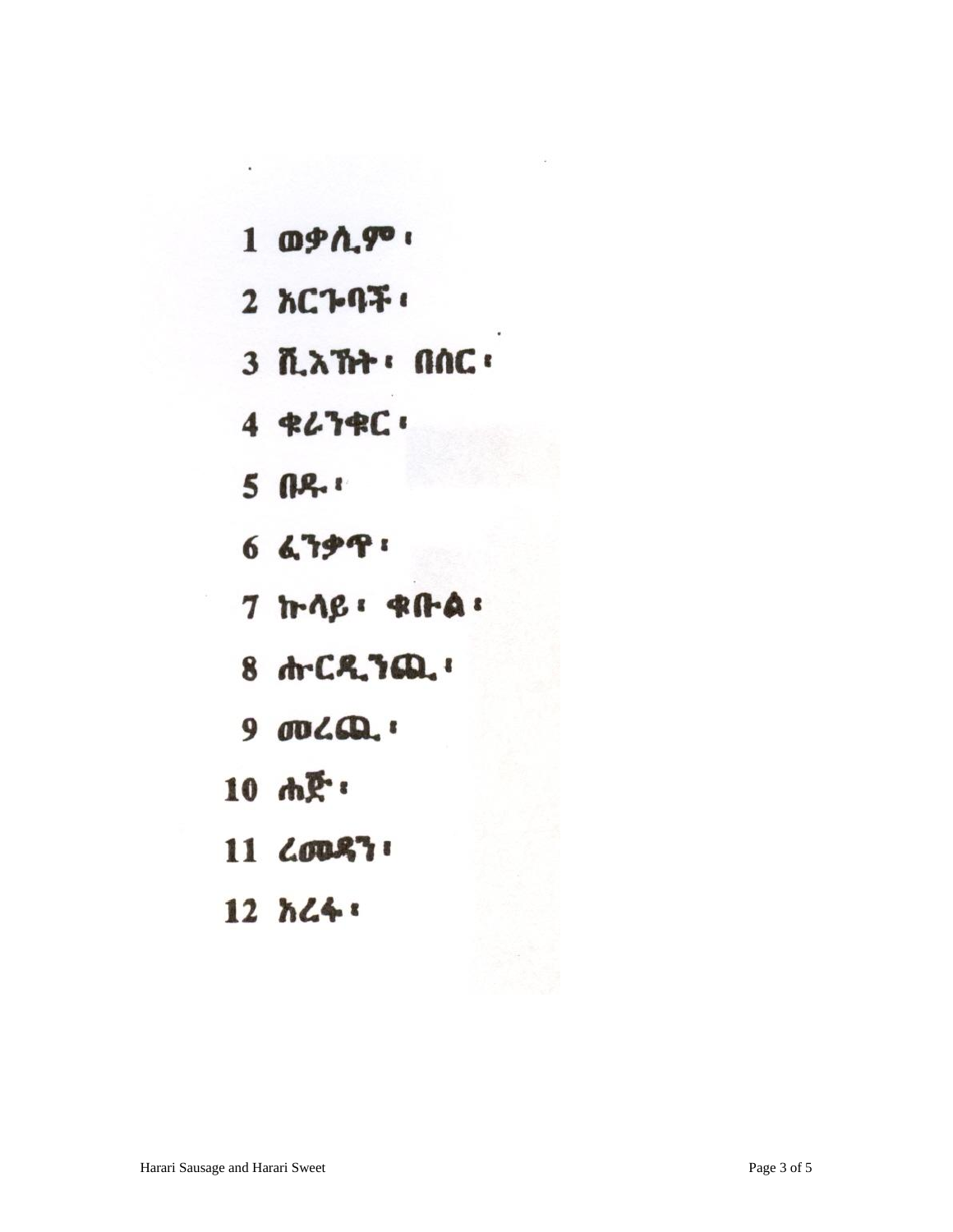1 ወቃሊም፣

2 አርጉባች፣

3 ሺእኸት፣ በሰር፣

4 ቁራንቁር፣

5 በዱ፣

6 ፈንቃዋ፣

7 ኩላይ፣ ቁቡል፣

8 ሑርዲንጪ፣

9 መሪጪ፣

10 ሐጅ፣

11 ረመዳን፣

12 አረፋ፣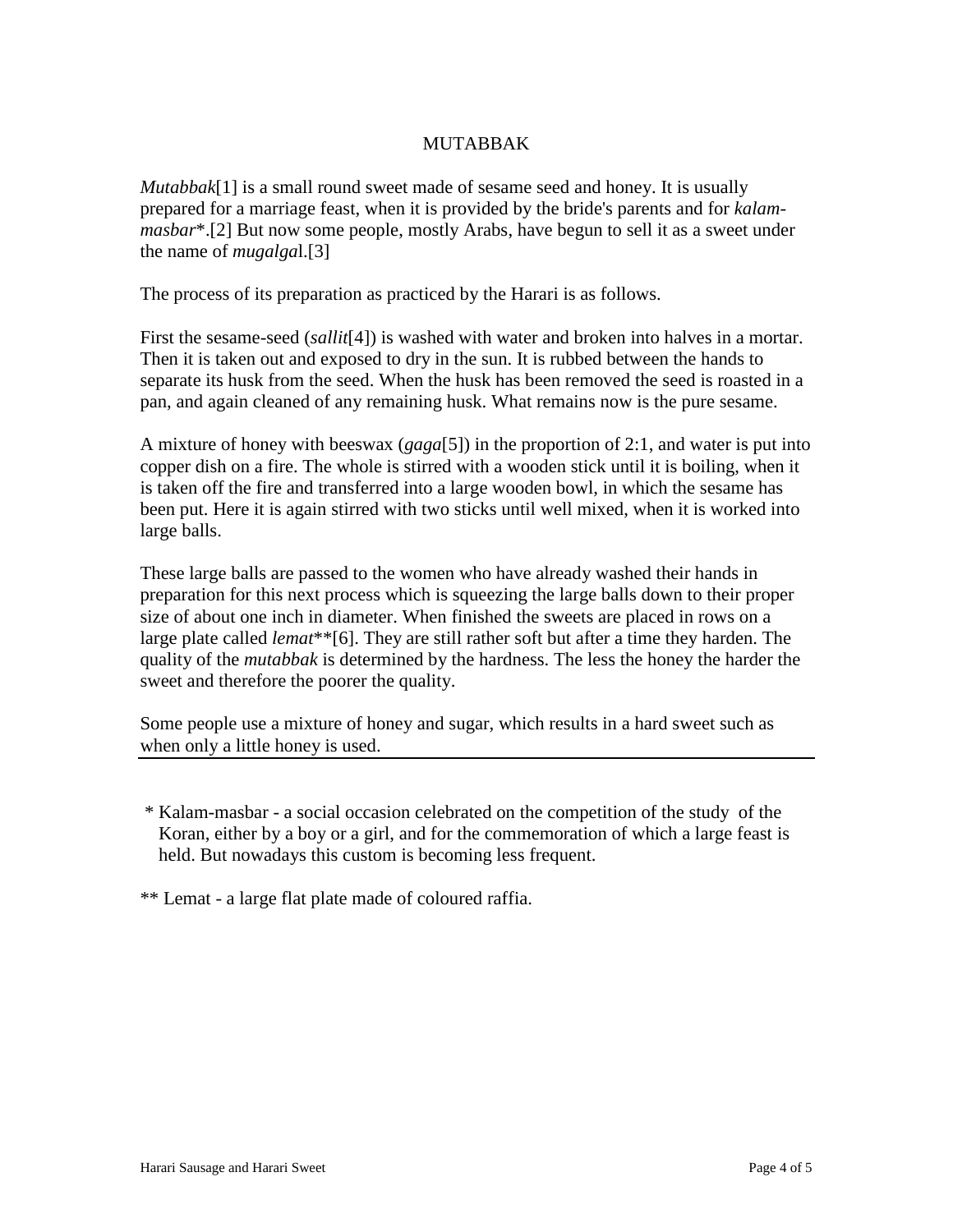# MUTABBAK

*Mutabbak*[1] is a small round sweet made of sesame seed and honey. It is usually prepared for a marriage feast, when it is provided by the bride's parents and for *kalam-masbar*\*.[2] But now some people, mostly Arabs, have begun to sell it as a sweet under the name of *mugalgal*.[3]

The process of its preparation as practiced by the Harari is as follows.

First the sesame-seed (*sallit*[4]) is washed with water and broken into halves in a mortar. Then it is taken out and exposed to dry in the sun. It is rubbed between the hands to separate its husk from the seed. When the husk has been removed the seed is roasted in a pan, and again cleaned of any remaining husk. What remains now is the pure sesame.

A mixture of honey with beeswax (*gaga*[5]) in the proportion of 2:1, and water is put into copper dish on a fire. The whole is stirred with a wooden stick until it is boiling, when it is taken off the fire and transferred into a large wooden bowl, in which the sesame has been put. Here it is again stirred with two sticks until well mixed, when it is worked into large balls.

These large balls are passed to the women who have already washed their hands in preparation for this next process which is squeezing the large balls down to their proper size of about one inch in diameter. When finished the sweets are placed in rows on a large plate called *lemat*\*\*[6]. They are still rather soft but after a time they harden. The quality of the *mutabbak* is determined by the hardness. The less the honey the harder the sweet and therefore the poorer the quality.

Some people use a mixture of honey and sugar, which results in a hard sweet such as when only a little honey is used.

---

\* Kalam-masbar - a social occasion celebrated on the competition of the study of the Koran, either by a boy or a girl, and for the commemoration of which a large feast is held. But nowadays this custom is becoming less frequent.

\*\* Lemat - a large flat plate made of coloured raffia.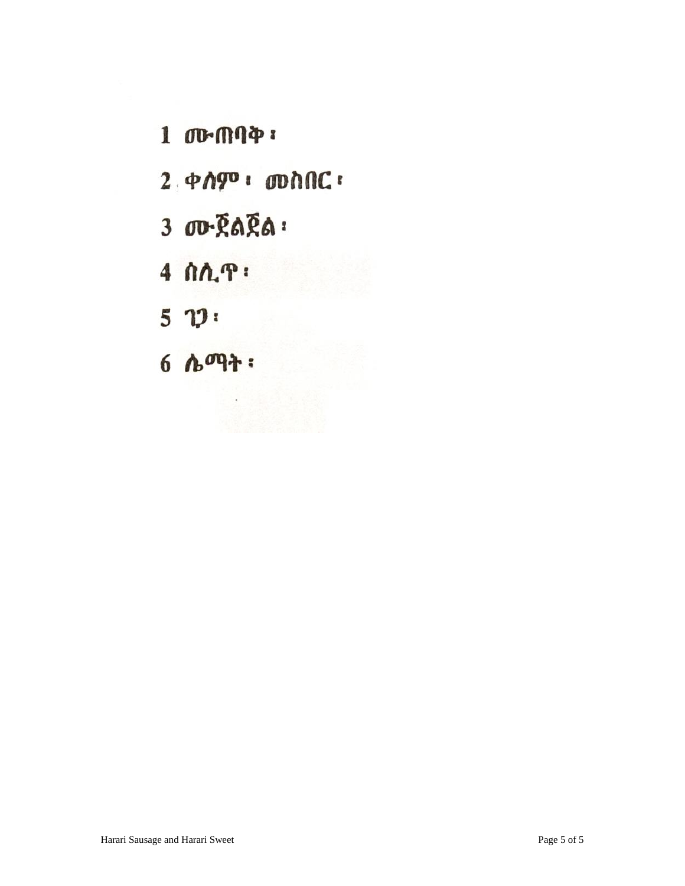1 ሙጠባቅ ፤

2 ቀለም ፤ መስበር ፤

3 ሙጀልጀል ፤

4 ሰሊጥ ፤

5 ጊዠ ፤

6 ሌማት ፤